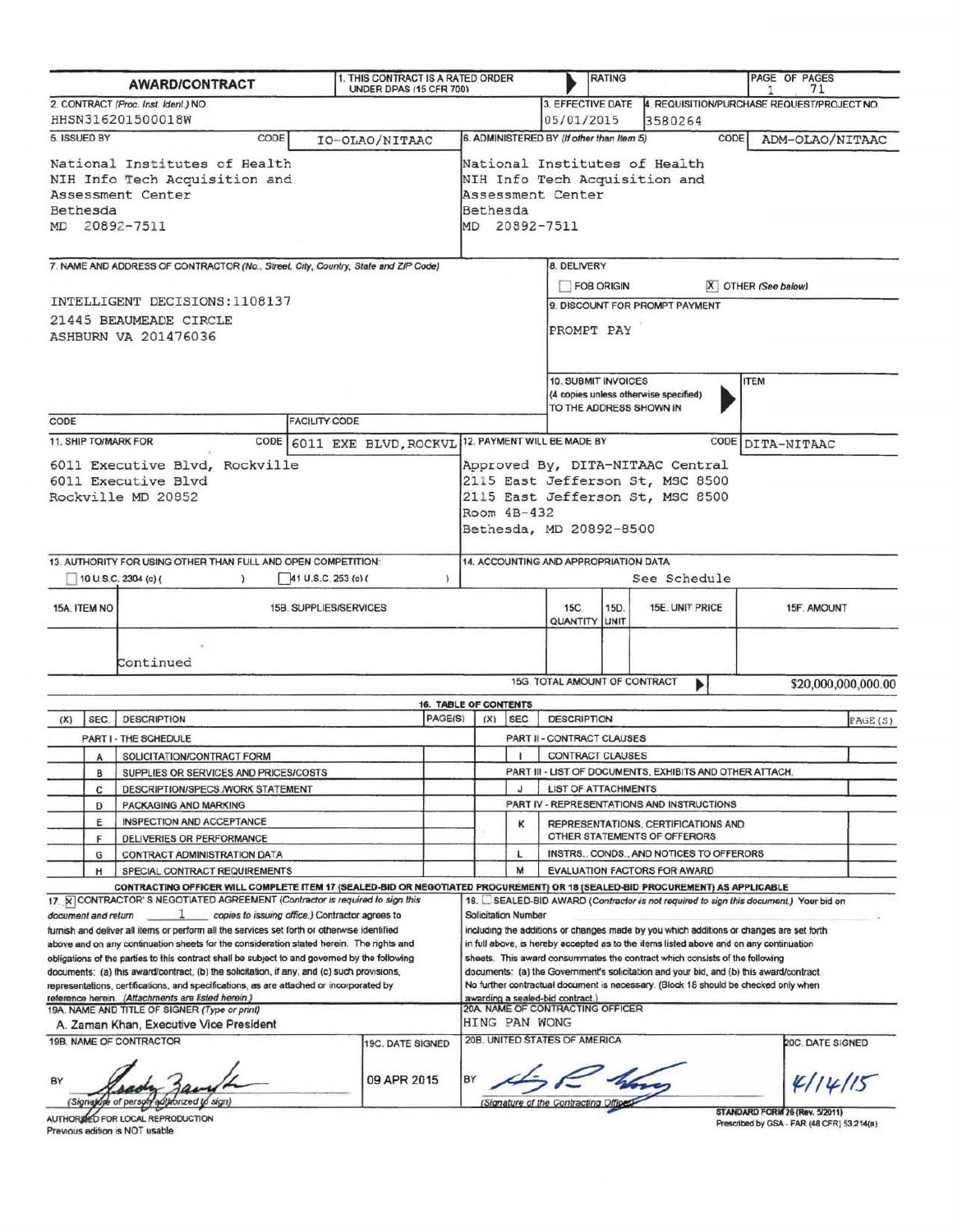# AWARD/CONTRACT

| | |
|---|---|
| 1. THIS CONTRACT IS A RATED ORDER UNDER DPAS (15 CFR 700) | RATING |
| PAGE OF PAGES | 1 71 |
| 2. CONTRACT (Proc. Inst. Ident.) NO. | HHSN316201500018W |
| 3. EFFECTIVE DATE | 05/01/2015 |
| 4. REQUISITION/PURCHASE REQUEST/PROJECT NO. | 3580264 |
| 5. ISSUED BY | CODE IO-OLAO/NITAAC |
| | National Institutes of Health<br>NIH Info Tech Acquisition and<br>Assessment Center<br>Bethesda<br>MD 20892-7511 |
| 6. ADMINISTERED BY (If other than Item 5) | CODE ADM-OLAO/NITAAC |
| | National Institutes of Health<br>NIH Info Tech Acquisition and<br>Assessment Center<br>Bethesda<br>MD 20892-7511 |
| 7. NAME AND ADDRESS OF CONTRACTOR (No., Street, City, Country, State and ZIP Code) | INTELLIGENT DECISIONS:1108137<br>21445 BEAUMEADE CIRCLE<br>ASHBURN VA 201476036 |
| CODE | FACILITY CODE |
| 8. DELIVERY | ☐ FOB ORIGIN ☒ OTHER (See below) |
| 9. DISCOUNT FOR PROMPT PAYMENT | PROMPT PAY |
| 10. SUBMIT INVOICES (4 copies unless otherwise specified) TO THE ADDRESS SHOWN IN | ITEM |
| 11. SHIP TO/MARK FOR | CODE 6011 EXE BLVD,ROCKVL |
| | 6011 Executive Blvd, Rockville<br>6011 Executive Blvd<br>Rockville MD 20852 |
| 12. PAYMENT WILL BE MADE BY | CODE DITA-NITAAC |
| | Approved By, DITA-NITAAC Central<br>2115 East Jefferson St, MSC 8500<br>2115 East Jefferson St, MSC 8500<br>Room 4B-432<br>Bethesda, MD 20892-8500 |
| 13. AUTHORITY FOR USING OTHER THAN FULL AND OPEN COMPETITION: | ☐ 10 U.S.C. 2304 (c) ( ) ☐ 41 U.S.C. 253 (c) ( ) |
| 14. ACCOUNTING AND APPROPRIATION DATA | See Schedule |

| 15A. ITEM NO | 15B. SUPPLIES/SERVICES | 15C. QUANTITY | 15D. UNIT | 15E. UNIT PRICE | 15F. AMOUNT |
|---|---|---|---|---|---|
| | Continued | | | | |
| | | 15G. TOTAL AMOUNT OF CONTRACT | | | $20,000,000,000.00 |

## 16. TABLE OF CONTENTS

| (X) | SEC. | DESCRIPTION | PAGE(S) | (X) | SEC. | DESCRIPTION | PAGE(S) |
|---|---|---|---|---|---|---|---|
| | | **PART I - THE SCHEDULE** | | | | **PART II - CONTRACT CLAUSES** | |
| | A | SOLICITATION/CONTRACT FORM | | | I | CONTRACT CLAUSES | |
| | B | SUPPLIES OR SERVICES AND PRICES/COSTS | | | | **PART III - LIST OF DOCUMENTS, EXHIBITS AND OTHER ATTACH.** | |
| | C | DESCRIPTION/SPECS./WORK STATEMENT | | | J | LIST OF ATTACHMENTS | |
| | D | PACKAGING AND MARKING | | | | **PART IV - REPRESENTATIONS AND INSTRUCTIONS** | |
| | E | INSPECTION AND ACCEPTANCE | | | K | REPRESENTATIONS, CERTIFICATIONS AND OTHER STATEMENTS OF OFFERORS | |
| | F | DELIVERIES OR PERFORMANCE | | | | | |
| | G | CONTRACT ADMINISTRATION DATA | | | L | INSTRS., CONDS., AND NOTICES TO OFFERORS | |
| | H | SPECIAL CONTRACT REQUIREMENTS | | | M | EVALUATION FACTORS FOR AWARD | |

**CONTRACTING OFFICER WILL COMPLETE ITEM 17 (SEALED-BID OR NEGOTIATED PROCUREMENT) OR 18 (SEALED-BID PROCUREMENT) AS APPLICABLE**

17. ☒ CONTRACTOR'S NEGOTIATED AGREEMENT (*Contractor is required to sign this document and return* 1 *copies to issuing office.*) Contractor agrees to furnish and deliver all items or perform all the services set forth or otherwise identified above and on any continuation sheets for the consideration stated herein. The rights and obligations of the parties to this contract shall be subject to and governed by the following documents: (a) this award/contract, (b) the solicitation, if any, and (c) such provisions, representations, certifications, and specifications, as are attached or incorporated by reference herein. (*Attachments are listed herein.*)

18. ☐ SEALED-BID AWARD (*Contractor is not required to sign this document.*) Your bid on Solicitation Number including the additions or changes made by you which additions or changes are set forth in full above, is hereby accepted as to the items listed above and on any continuation sheets. This award consummates the contract which consists of the following documents: (a) the Government's solicitation and your bid, and (b) this award/contract. No further contractual document is necessary. (Block 18 should be checked only when awarding a sealed-bid contract.)

| | |
|---|---|
| 19A. NAME AND TITLE OF SIGNER (Type or print) | A. Zaman Khan, Executive Vice President |
| 19B. NAME OF CONTRACTOR | BY [signature] (Signature of person authorized to sign) |
| 19C. DATE SIGNED | 09 APR 2015 |
| 20A. NAME OF CONTRACTING OFFICER | HING PAN WONG |
| 20B. UNITED STATES OF AMERICA | BY [signature] (Signature of the Contracting Officer) |
| 20C. DATE SIGNED | 4/14/15 |

AUTHORIZED FOR LOCAL REPRODUCTION
Previous edition is NOT usable

STANDARD FORM 26 (Rev. 5/2011)
Prescribed by GSA - FAR (48 CFR) 53.214(a)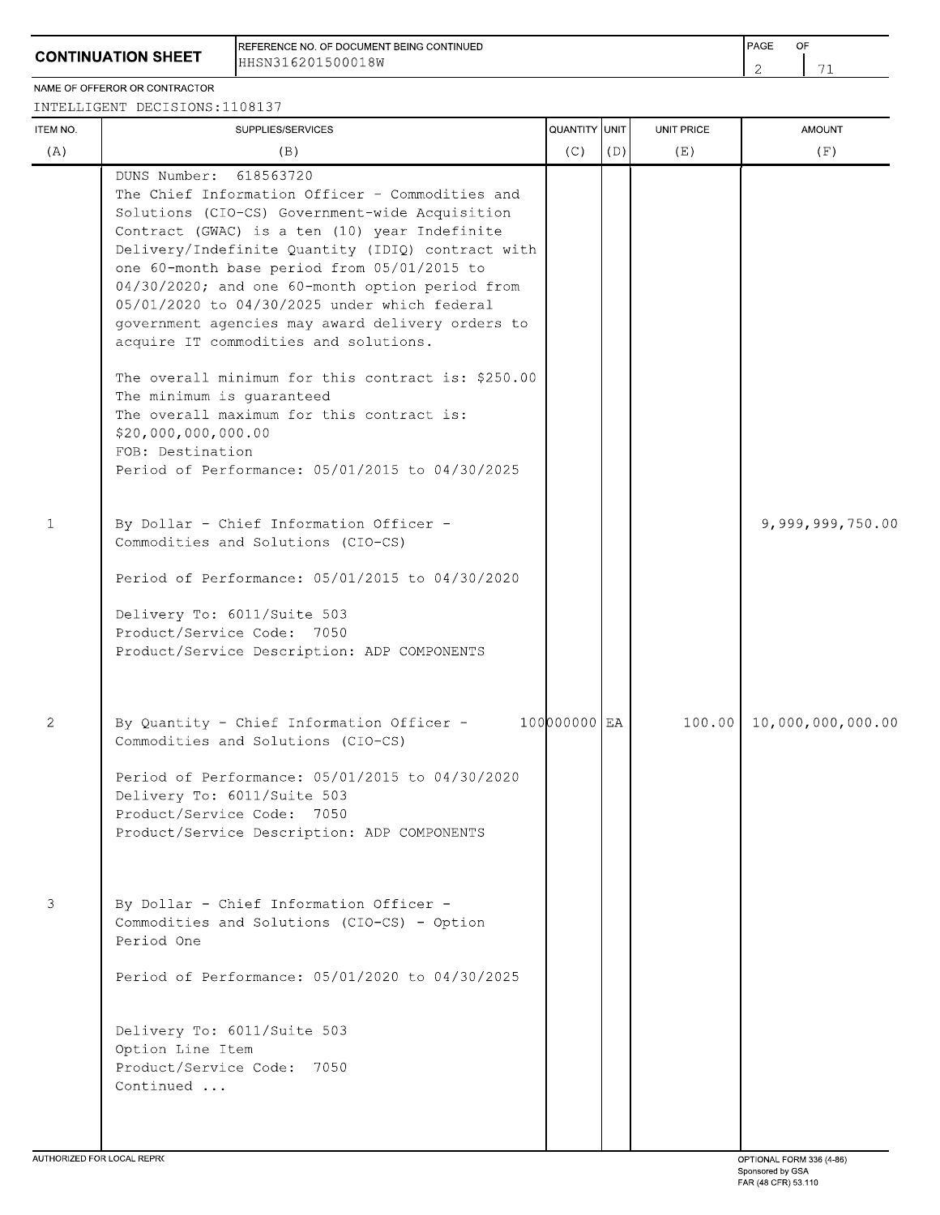# CONTINUATION SHEET

REFERENCE NO. OF DOCUMENT BEING CONTINUED
HHSN316201500018W

NAME OF OFFEROR OR CONTRACTOR
INTELLIGENT DECISIONS:1108137

| ITEM NO. (A) | SUPPLIES/SERVICES (B) | QUANTITY (C) | UNIT (D) | UNIT PRICE (E) | AMOUNT (F) |
|---|---|---|---|---|---|
| | DUNS Number: 618563720<br>The Chief Information Officer - Commodities and Solutions (CIO-CS) Government-wide Acquisition Contract (GWAC) is a ten (10) year Indefinite Delivery/Indefinite Quantity (IDIQ) contract with one 60-month base period from 05/01/2015 to 04/30/2020; and one 60-month option period from 05/01/2020 to 04/30/2025 under which federal government agencies may award delivery orders to acquire IT commodities and solutions.<br><br>The overall minimum for this contract is: $250.00<br>The minimum is guaranteed<br>The overall maximum for this contract is: $20,000,000,000.00<br>FOB: Destination<br>Period of Performance: 05/01/2015 to 04/30/2025 | | | | |
| 1 | By Dollar - Chief Information Officer - Commodities and Solutions (CIO-CS)<br><br>Period of Performance: 05/01/2015 to 04/30/2020<br><br>Delivery To: 6011/Suite 503<br>Product/Service Code: 7050<br>Product/Service Description: ADP COMPONENTS | | | | 9,999,999,750.00 |
| 2 | By Quantity - Chief Information Officer - Commodities and Solutions (CIO-CS)<br><br>Period of Performance: 05/01/2015 to 04/30/2020<br>Delivery To: 6011/Suite 503<br>Product/Service Code: 7050<br>Product/Service Description: ADP COMPONENTS | 100000000 | EA | 100.00 | 10,000,000,000.00 |
| 3 | By Dollar - Chief Information Officer - Commodities and Solutions (CIO-CS) - Option Period One<br><br>Period of Performance: 05/01/2020 to 04/30/2025<br><br>Delivery To: 6011/Suite 503<br>Option Line Item<br>Product/Service Code: 7050<br>Continued ... | | | | |

AUTHORIZED FOR LOCAL REPRODUCTION

OPTIONAL FORM 336 (4-86)
Sponsored by GSA
FAR (48 CFR) 53.110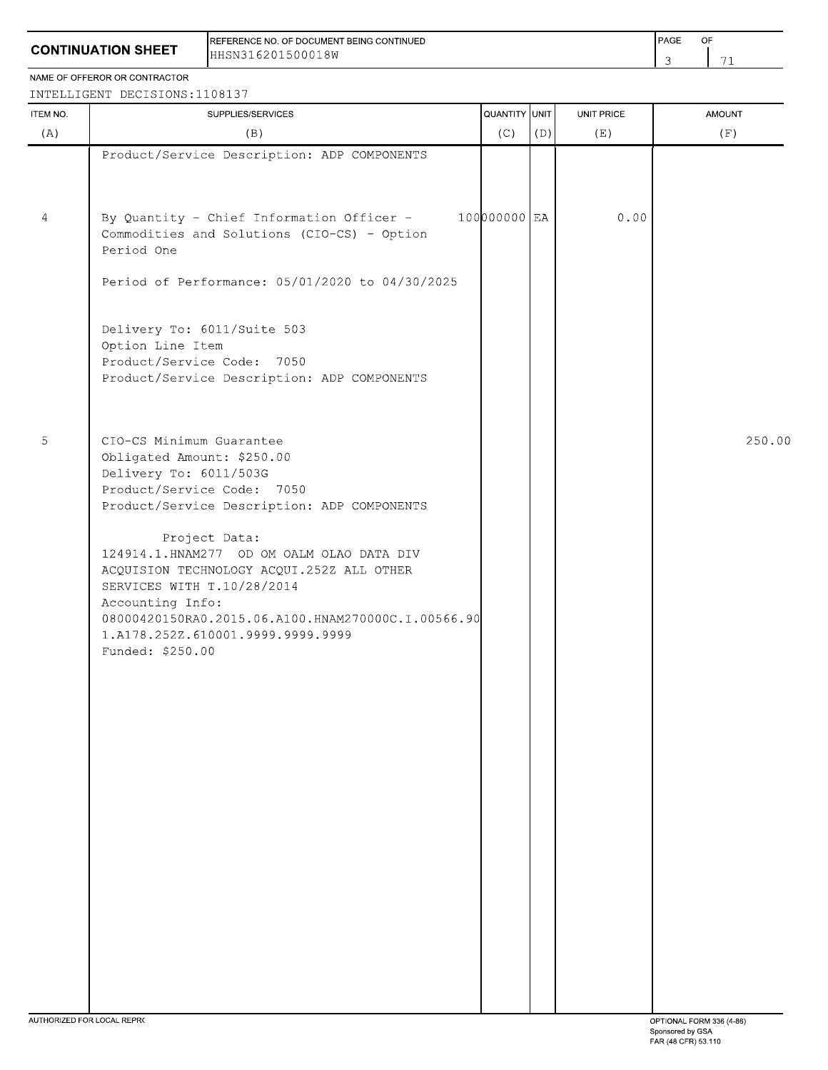**CONTINUATION SHEET**

REFERENCE NO. OF DOCUMENT BEING CONTINUED
HHSN316201500018W

NAME OF OFFEROR OR CONTRACTOR
INTELLIGENT DECISIONS:1108137

| ITEM NO. (A) | SUPPLIES/SERVICES (B) | QUANTITY (C) | UNIT (D) | UNIT PRICE (E) | AMOUNT (F) |
|---|---|---|---|---|---|
| | Product/Service Description: ADP COMPONENTS | | | | |
| 4 | By Quantity - Chief Information Officer - Commodities and Solutions (CIO-CS) - Option Period One<br><br>Period of Performance: 05/01/2020 to 04/30/2025<br><br>Delivery To: 6011/Suite 503<br>Option Line Item<br>Product/Service Code: 7050<br>Product/Service Description: ADP COMPONENTS | 100000000 | EA | 0.00 | |
| 5 | CIO-CS Minimum Guarantee<br>Obligated Amount: $250.00<br>Delivery To: 6011/503G<br>Product/Service Code: 7050<br>Product/Service Description: ADP COMPONENTS<br><br>Project Data:<br>124914.1.HNAM277 OD OM OALM OLAO DATA DIV ACQUISION TECHNOLOGY ACQUI.252Z ALL OTHER SERVICES WITH T.10/28/2014<br>Accounting Info:<br>08000420150RA0.2015.06.A100.HNAM270000C.I.00566.901.A178.252Z.610001.9999.9999.9999<br>Funded: $250.00 | | | | 250.00 |

AUTHORIZED FOR LOCAL REPRODUCTION

OPTIONAL FORM 336 (4-86)
Sponsored by GSA
FAR (48 CFR) 53.110